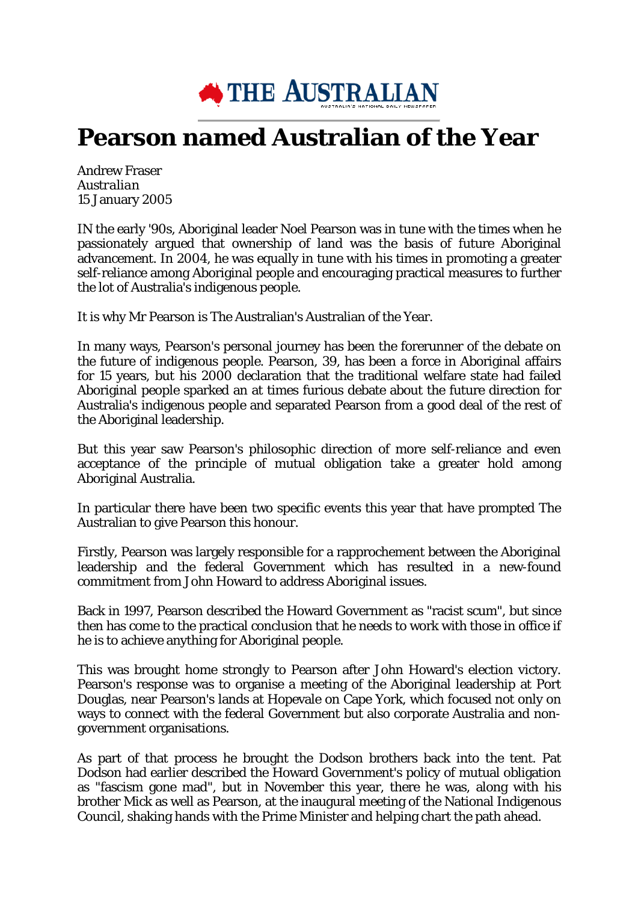# Pearson named Australian of the Year

Andrew Fraser
*Australian*
15 January 2005

IN the early '90s, Aboriginal leader Noel Pearson was in tune with the times when he passionately argued that ownership of land was the basis of future Aboriginal advancement. In 2004, he was equally in tune with his times in promoting a greater self-reliance among Aboriginal people and encouraging practical measures to further the lot of Australia's indigenous people.

It is why Mr Pearson is The Australian's Australian of the Year.

In many ways, Pearson's personal journey has been the forerunner of the debate on the future of indigenous people. Pearson, 39, has been a force in Aboriginal affairs for 15 years, but his 2000 declaration that the traditional welfare state had failed Aboriginal people sparked an at times furious debate about the future direction for Australia's indigenous people and separated Pearson from a good deal of the rest of the Aboriginal leadership.

But this year saw Pearson's philosophic direction of more self-reliance and even acceptance of the principle of mutual obligation take a greater hold among Aboriginal Australia.

In particular there have been two specific events this year that have prompted The Australian to give Pearson this honour.

Firstly, Pearson was largely responsible for a rapprochement between the Aboriginal leadership and the federal Government which has resulted in a new-found commitment from John Howard to address Aboriginal issues.

Back in 1997, Pearson described the Howard Government as "racist scum", but since then has come to the practical conclusion that he needs to work with those in office if he is to achieve anything for Aboriginal people.

This was brought home strongly to Pearson after John Howard's election victory. Pearson's response was to organise a meeting of the Aboriginal leadership at Port Douglas, near Pearson's lands at Hopevale on Cape York, which focused not only on ways to connect with the federal Government but also corporate Australia and non-government organisations.

As part of that process he brought the Dodson brothers back into the tent. Pat Dodson had earlier described the Howard Government's policy of mutual obligation as "fascism gone mad", but in November this year, there he was, along with his brother Mick as well as Pearson, at the inaugural meeting of the National Indigenous Council, shaking hands with the Prime Minister and helping chart the path ahead.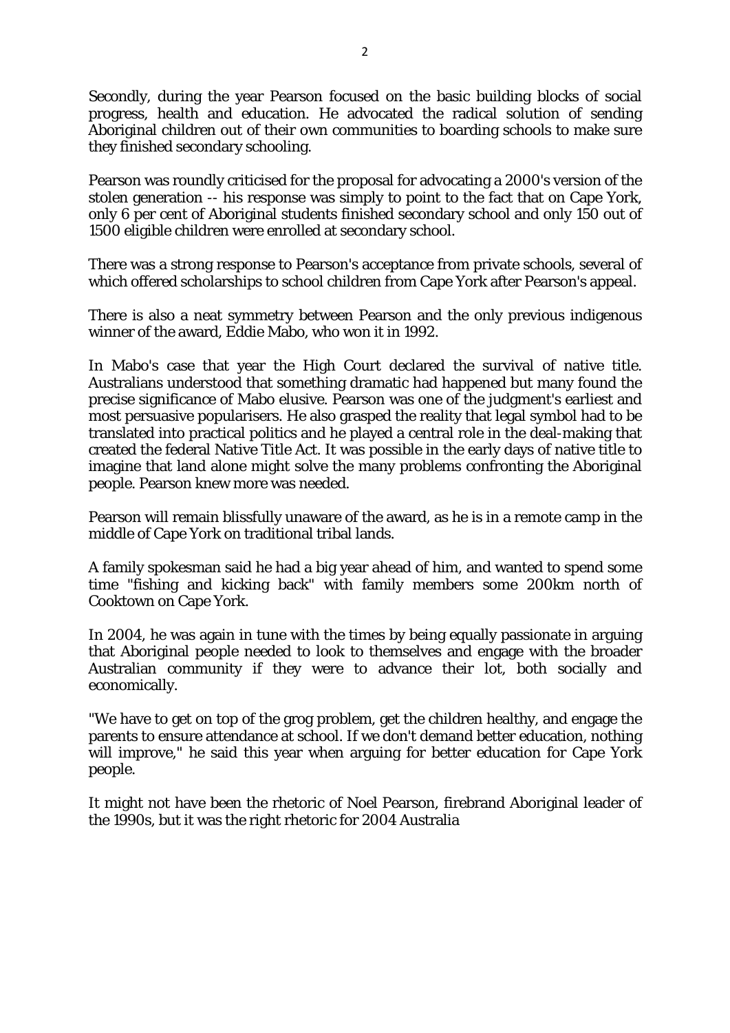Secondly, during the year Pearson focused on the basic building blocks of social progress, health and education. He advocated the radical solution of sending Aboriginal children out of their own communities to boarding schools to make sure they finished secondary schooling.

Pearson was roundly criticised for the proposal for advocating a 2000's version of the stolen generation -- his response was simply to point to the fact that on Cape York, only 6 per cent of Aboriginal students finished secondary school and only 150 out of 1500 eligible children were enrolled at secondary school.

There was a strong response to Pearson's acceptance from private schools, several of which offered scholarships to school children from Cape York after Pearson's appeal.

There is also a neat symmetry between Pearson and the only previous indigenous winner of the award, Eddie Mabo, who won it in 1992.

In Mabo's case that year the High Court declared the survival of native title. Australians understood that something dramatic had happened but many found the precise significance of Mabo elusive. Pearson was one of the judgment's earliest and most persuasive popularisers. He also grasped the reality that legal symbol had to be translated into practical politics and he played a central role in the deal-making that created the federal Native Title Act. It was possible in the early days of native title to imagine that land alone might solve the many problems confronting the Aboriginal people. Pearson knew more was needed.

Pearson will remain blissfully unaware of the award, as he is in a remote camp in the middle of Cape York on traditional tribal lands.

A family spokesman said he had a big year ahead of him, and wanted to spend some time "fishing and kicking back" with family members some 200km north of Cooktown on Cape York.

In 2004, he was again in tune with the times by being equally passionate in arguing that Aboriginal people needed to look to themselves and engage with the broader Australian community if they were to advance their lot, both socially and economically.

"We have to get on top of the grog problem, get the children healthy, and engage the parents to ensure attendance at school. If we don't demand better education, nothing will improve," he said this year when arguing for better education for Cape York people.

It might not have been the rhetoric of Noel Pearson, firebrand Aboriginal leader of the 1990s, but it was the right rhetoric for 2004 Australia